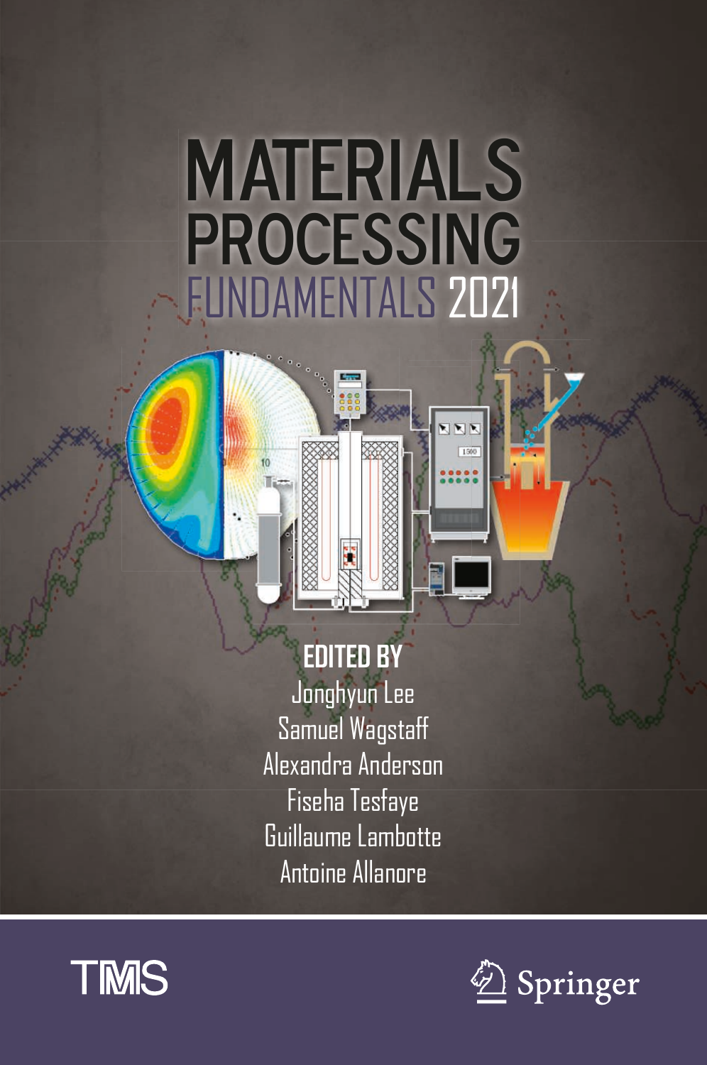# MATERIALS PROCESSING FUNDAMENTALS 2021

**EDITED BY**

Jonghyun Lee
Samuel Wagstaff
Alexandra Anderson
Fiseha Tesfaye
Guillaume Lambotte
Antoine Allanore

TMS

Springer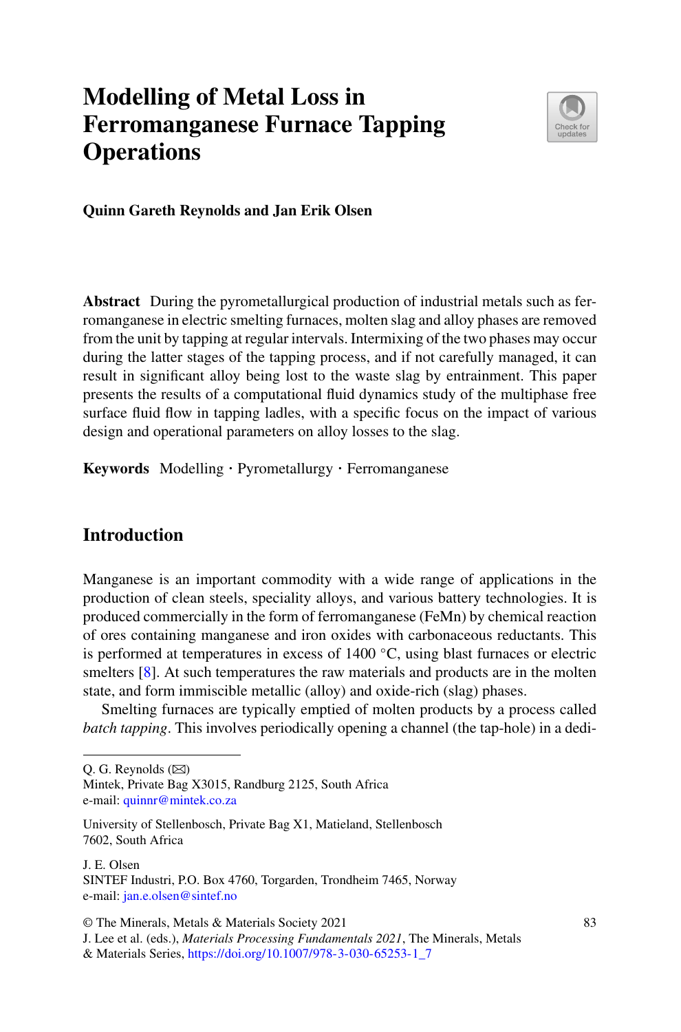# Modelling of Metal Loss in Ferromanganese Furnace Tapping Operations

**Quinn Gareth Reynolds and Jan Erik Olsen**

**Abstract** During the pyrometallurgical production of industrial metals such as ferromanganese in electric smelting furnaces, molten slag and alloy phases are removed from the unit by tapping at regular intervals. Intermixing of the two phases may occur during the latter stages of the tapping process, and if not carefully managed, it can result in significant alloy being lost to the waste slag by entrainment. This paper presents the results of a computational fluid dynamics study of the multiphase free surface fluid flow in tapping ladles, with a specific focus on the impact of various design and operational parameters on alloy losses to the slag.

**Keywords** Modelling · Pyrometallurgy · Ferromanganese

## Introduction

Manganese is an important commodity with a wide range of applications in the production of clean steels, speciality alloys, and various battery technologies. It is produced commercially in the form of ferromanganese (FeMn) by chemical reaction of ores containing manganese and iron oxides with carbonaceous reductants. This is performed at temperatures in excess of 1400 °C, using blast furnaces or electric smelters [8]. At such temperatures the raw materials and products are in the molten state, and form immiscible metallic (alloy) and oxide-rich (slag) phases.

Smelting furnaces are typically emptied of molten products by a process called *batch tapping*. This involves periodically opening a channel (the tap-hole) in a dedi-

---

Q. G. Reynolds (✉)
Mintek, Private Bag X3015, Randburg 2125, South Africa
e-mail: quinnr@mintek.co.za

University of Stellenbosch, Private Bag X1, Matieland, Stellenbosch 7602, South Africa

J. E. Olsen
SINTEF Industri, P.O. Box 4760, Torgarden, Trondheim 7465, Norway
e-mail: jan.e.olsen@sintef.no

© The Minerals, Metals & Materials Society 2021
J. Lee et al. (eds.), *Materials Processing Fundamentals 2021*, The Minerals, Metals & Materials Series, https://doi.org/10.1007/978-3-030-65253-1_7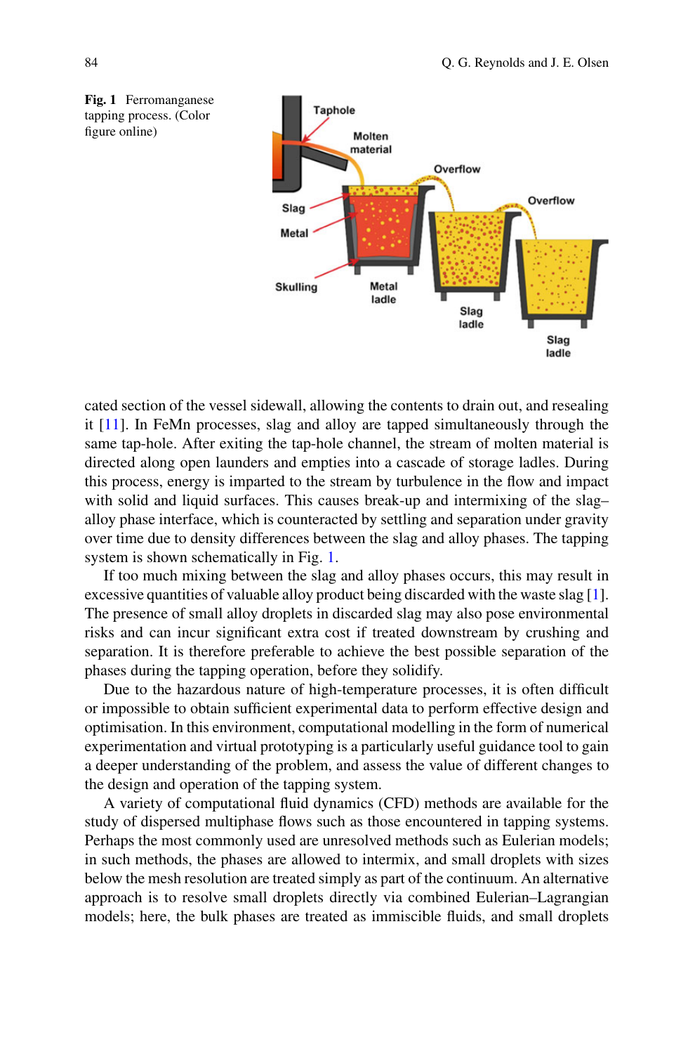**Fig. 1** Ferromanganese tapping process. (Color figure online)

cated section of the vessel sidewall, allowing the contents to drain out, and resealing it [11]. In FeMn processes, slag and alloy are tapped simultaneously through the same tap-hole. After exiting the tap-hole channel, the stream of molten material is directed along open launders and empties into a cascade of storage ladles. During this process, energy is imparted to the stream by turbulence in the flow and impact with solid and liquid surfaces. This causes break-up and intermixing of the slag–alloy phase interface, which is counteracted by settling and separation under gravity over time due to density differences between the slag and alloy phases. The tapping system is shown schematically in Fig. 1.

If too much mixing between the slag and alloy phases occurs, this may result in excessive quantities of valuable alloy product being discarded with the waste slag [1]. The presence of small alloy droplets in discarded slag may also pose environmental risks and can incur significant extra cost if treated downstream by crushing and separation. It is therefore preferable to achieve the best possible separation of the phases during the tapping operation, before they solidify.

Due to the hazardous nature of high-temperature processes, it is often difficult or impossible to obtain sufficient experimental data to perform effective design and optimisation. In this environment, computational modelling in the form of numerical experimentation and virtual prototyping is a particularly useful guidance tool to gain a deeper understanding of the problem, and assess the value of different changes to the design and operation of the tapping system.

A variety of computational fluid dynamics (CFD) methods are available for the study of dispersed multiphase flows such as those encountered in tapping systems. Perhaps the most commonly used are unresolved methods such as Eulerian models; in such methods, the phases are allowed to intermix, and small droplets with sizes below the mesh resolution are treated simply as part of the continuum. An alternative approach is to resolve small droplets directly via combined Eulerian–Lagrangian models; here, the bulk phases are treated as immiscible fluids, and small droplets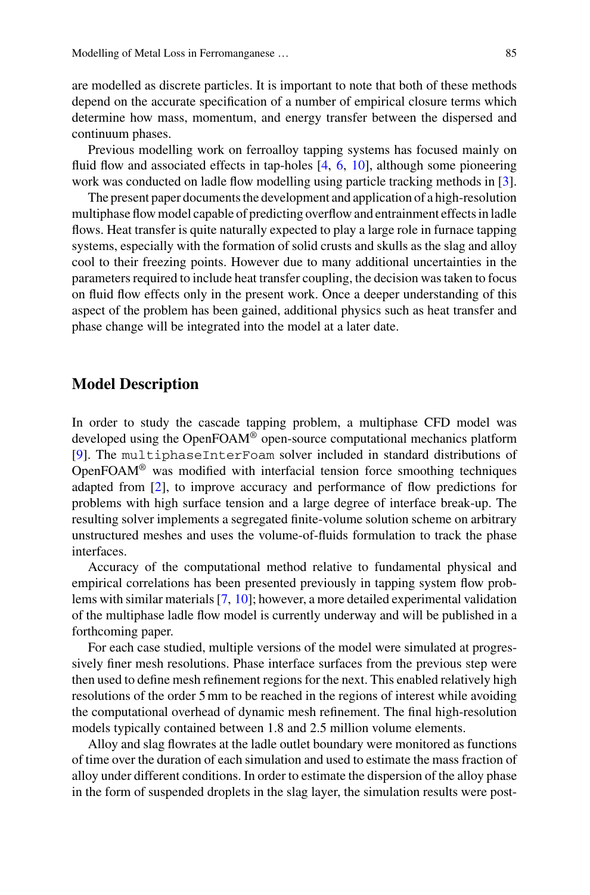are modelled as discrete particles. It is important to note that both of these methods depend on the accurate specification of a number of empirical closure terms which determine how mass, momentum, and energy transfer between the dispersed and continuum phases.

Previous modelling work on ferroalloy tapping systems has focused mainly on fluid flow and associated effects in tap-holes [4, 6, 10], although some pioneering work was conducted on ladle flow modelling using particle tracking methods in [3].

The present paper documents the development and application of a high-resolution multiphase flow model capable of predicting overflow and entrainment effects in ladle flows. Heat transfer is quite naturally expected to play a large role in furnace tapping systems, especially with the formation of solid crusts and skulls as the slag and alloy cool to their freezing points. However due to many additional uncertainties in the parameters required to include heat transfer coupling, the decision was taken to focus on fluid flow effects only in the present work. Once a deeper understanding of this aspect of the problem has been gained, additional physics such as heat transfer and phase change will be integrated into the model at a later date.

## Model Description

In order to study the cascade tapping problem, a multiphase CFD model was developed using the OpenFOAM® open-source computational mechanics platform [9]. The `multiphaseInterFoam` solver included in standard distributions of OpenFOAM® was modified with interfacial tension force smoothing techniques adapted from [2], to improve accuracy and performance of flow predictions for problems with high surface tension and a large degree of interface break-up. The resulting solver implements a segregated finite-volume solution scheme on arbitrary unstructured meshes and uses the volume-of-fluids formulation to track the phase interfaces.

Accuracy of the computational method relative to fundamental physical and empirical correlations has been presented previously in tapping system flow problems with similar materials [7, 10]; however, a more detailed experimental validation of the multiphase ladle flow model is currently underway and will be published in a forthcoming paper.

For each case studied, multiple versions of the model were simulated at progressively finer mesh resolutions. Phase interface surfaces from the previous step were then used to define mesh refinement regions for the next. This enabled relatively high resolutions of the order 5 mm to be reached in the regions of interest while avoiding the computational overhead of dynamic mesh refinement. The final high-resolution models typically contained between 1.8 and 2.5 million volume elements.

Alloy and slag flowrates at the ladle outlet boundary were monitored as functions of time over the duration of each simulation and used to estimate the mass fraction of alloy under different conditions. In order to estimate the dispersion of the alloy phase in the form of suspended droplets in the slag layer, the simulation results were post-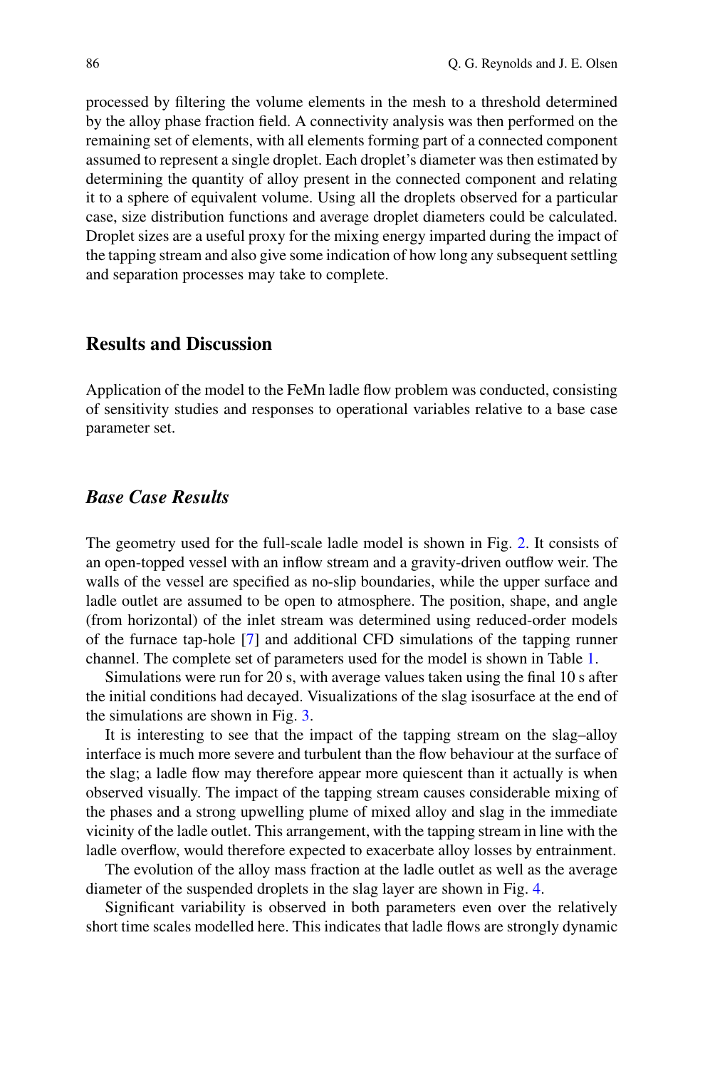processed by filtering the volume elements in the mesh to a threshold determined by the alloy phase fraction field. A connectivity analysis was then performed on the remaining set of elements, with all elements forming part of a connected component assumed to represent a single droplet. Each droplet's diameter was then estimated by determining the quantity of alloy present in the connected component and relating it to a sphere of equivalent volume. Using all the droplets observed for a particular case, size distribution functions and average droplet diameters could be calculated. Droplet sizes are a useful proxy for the mixing energy imparted during the impact of the tapping stream and also give some indication of how long any subsequent settling and separation processes may take to complete.

## Results and Discussion

Application of the model to the FeMn ladle flow problem was conducted, consisting of sensitivity studies and responses to operational variables relative to a base case parameter set.

### *Base Case Results*

The geometry used for the full-scale ladle model is shown in Fig. 2. It consists of an open-topped vessel with an inflow stream and a gravity-driven outflow weir. The walls of the vessel are specified as no-slip boundaries, while the upper surface and ladle outlet are assumed to be open to atmosphere. The position, shape, and angle (from horizontal) of the inlet stream was determined using reduced-order models of the furnace tap-hole [7] and additional CFD simulations of the tapping runner channel. The complete set of parameters used for the model is shown in Table 1.

Simulations were run for 20 s, with average values taken using the final 10 s after the initial conditions had decayed. Visualizations of the slag isosurface at the end of the simulations are shown in Fig. 3.

It is interesting to see that the impact of the tapping stream on the slag–alloy interface is much more severe and turbulent than the flow behaviour at the surface of the slag; a ladle flow may therefore appear more quiescent than it actually is when observed visually. The impact of the tapping stream causes considerable mixing of the phases and a strong upwelling plume of mixed alloy and slag in the immediate vicinity of the ladle outlet. This arrangement, with the tapping stream in line with the ladle overflow, would therefore expected to exacerbate alloy losses by entrainment.

The evolution of the alloy mass fraction at the ladle outlet as well as the average diameter of the suspended droplets in the slag layer are shown in Fig. 4.

Significant variability is observed in both parameters even over the relatively short time scales modelled here. This indicates that ladle flows are strongly dynamic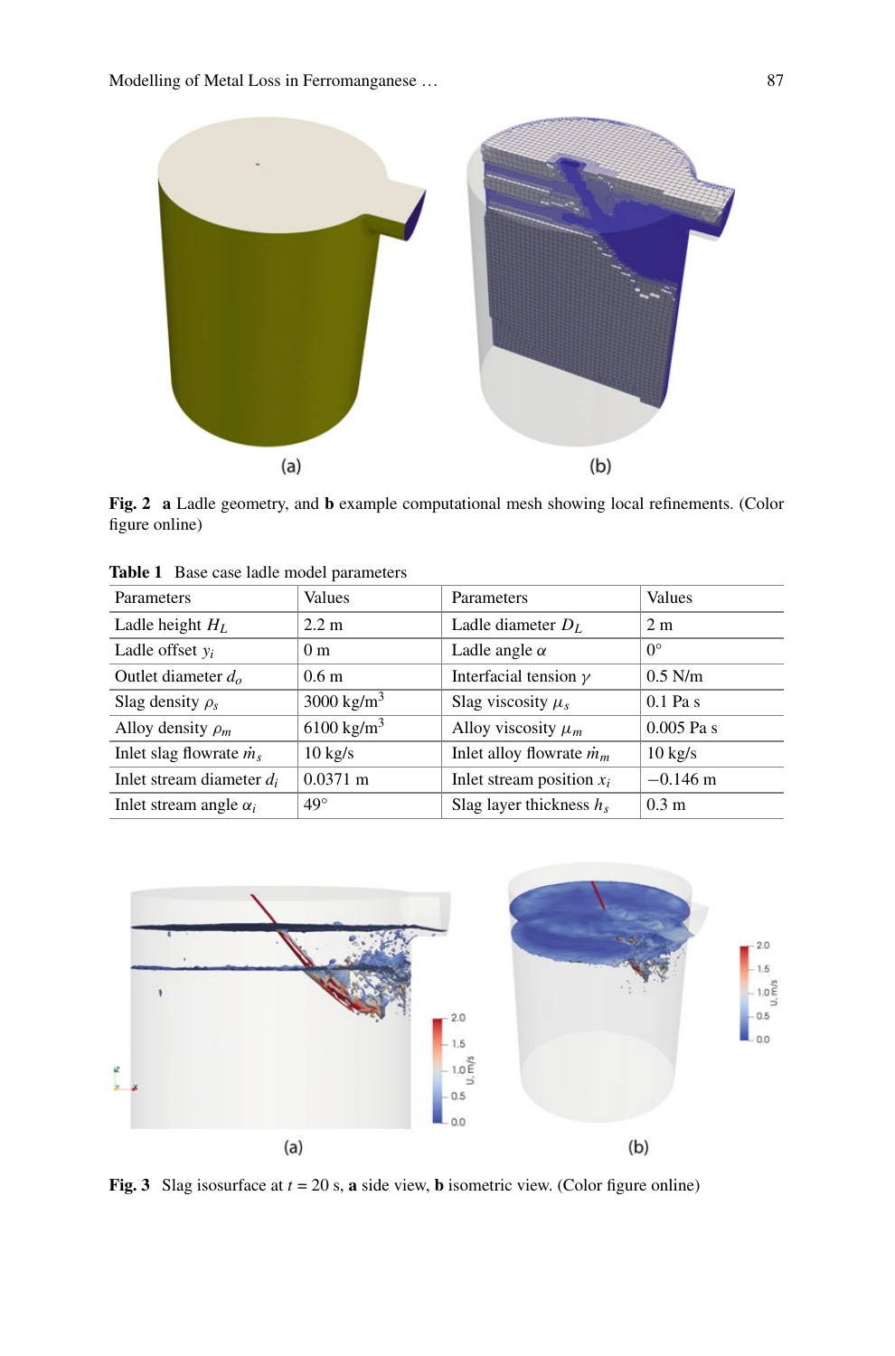**Fig. 2** **a** Ladle geometry, and **b** example computational mesh showing local refinements. (Color figure online)

**Table 1** Base case ladle model parameters

| Parameters | Values | Parameters | Values |
|---|---|---|---|
| Ladle height $H_L$ | 2.2 m | Ladle diameter $D_L$ | 2 m |
| Ladle offset $y_i$ | 0 m | Ladle angle $\alpha$ | 0° |
| Outlet diameter $d_o$ | 0.6 m | Interfacial tension $\gamma$ | 0.5 N/m |
| Slag density $\rho_s$ | 3000 kg/m$^3$ | Slag viscosity $\mu_s$ | 0.1 Pa s |
| Alloy density $\rho_m$ | 6100 kg/m$^3$ | Alloy viscosity $\mu_m$ | 0.005 Pa s |
| Inlet slag flowrate $\dot{m}_s$ | 10 kg/s | Inlet alloy flowrate $\dot{m}_m$ | 10 kg/s |
| Inlet stream diameter $d_i$ | 0.0371 m | Inlet stream position $x_i$ | −0.146 m |
| Inlet stream angle $\alpha_i$ | 49° | Slag layer thickness $h_s$ | 0.3 m |

**Fig. 3** Slag isosurface at $t$ = 20 s, **a** side view, **b** isometric view. (Color figure online)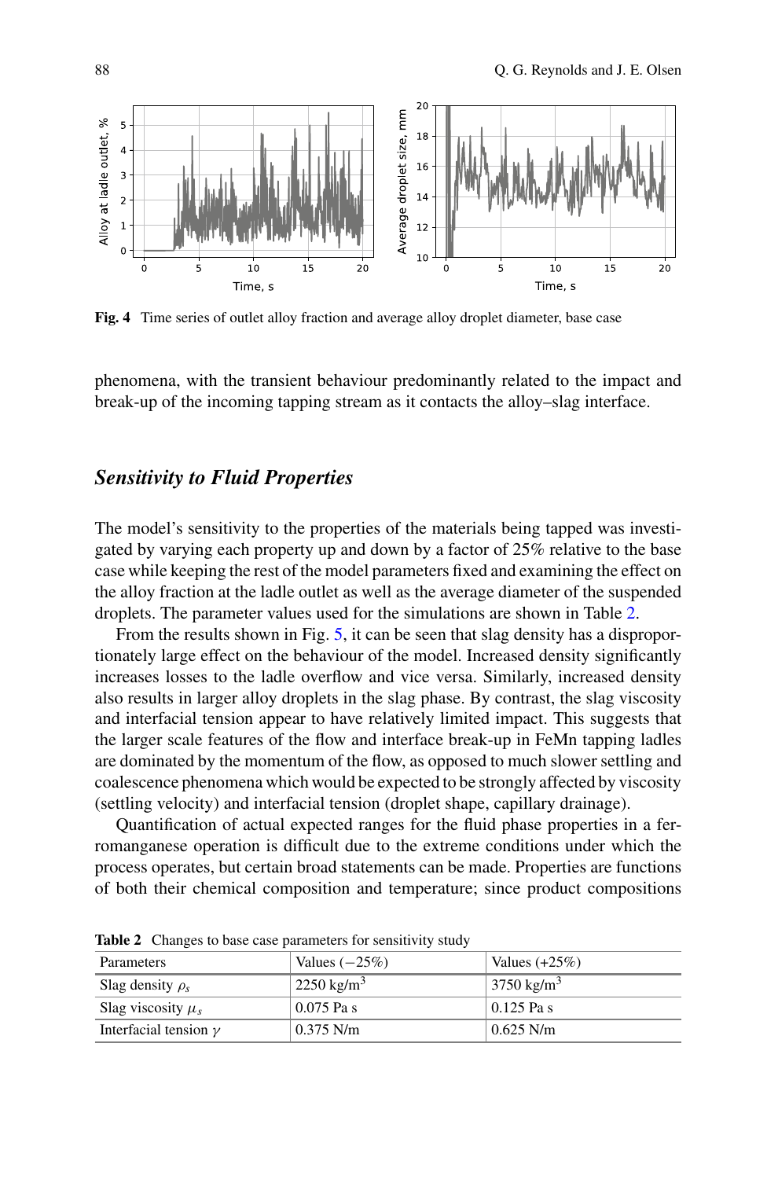Fig. 4 Time series of outlet alloy fraction and average alloy droplet diameter, base case

phenomena, with the transient behaviour predominantly related to the impact and break-up of the incoming tapping stream as it contacts the alloy–slag interface.

## *Sensitivity to Fluid Properties*

The model's sensitivity to the properties of the materials being tapped was investigated by varying each property up and down by a factor of 25% relative to the base case while keeping the rest of the model parameters fixed and examining the effect on the alloy fraction at the ladle outlet as well as the average diameter of the suspended droplets. The parameter values used for the simulations are shown in Table 2.

From the results shown in Fig. 5, it can be seen that slag density has a disproportionately large effect on the behaviour of the model. Increased density significantly increases losses to the ladle overflow and vice versa. Similarly, increased density also results in larger alloy droplets in the slag phase. By contrast, the slag viscosity and interfacial tension appear to have relatively limited impact. This suggests that the larger scale features of the flow and interface break-up in FeMn tapping ladles are dominated by the momentum of the flow, as opposed to much slower settling and coalescence phenomena which would be expected to be strongly affected by viscosity (settling velocity) and interfacial tension (droplet shape, capillary drainage).

Quantification of actual expected ranges for the fluid phase properties in a ferromanganese operation is difficult due to the extreme conditions under which the process operates, but certain broad statements can be made. Properties are functions of both their chemical composition and temperature; since product compositions

**Table 2** Changes to base case parameters for sensitivity study

| Parameters | Values (−25%) | Values (+25%) |
|---|---|---|
| Slag density $\rho_s$ | 2250 kg/m$^3$ | 3750 kg/m$^3$ |
| Slag viscosity $\mu_s$ | 0.075 Pa s | 0.125 Pa s |
| Interfacial tension $\gamma$ | 0.375 N/m | 0.625 N/m |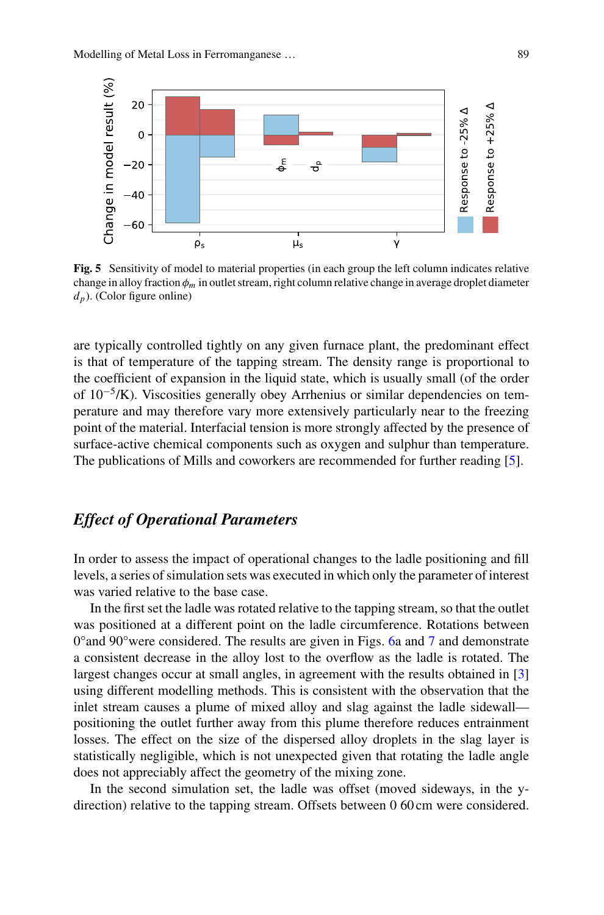**Fig. 5** Sensitivity of model to material properties (in each group the left column indicates relative change in alloy fraction $\phi_m$ in outlet stream, right column relative change in average droplet diameter $d_p$). (Color figure online)

are typically controlled tightly on any given furnace plant, the predominant effect is that of temperature of the tapping stream. The density range is proportional to the coefficient of expansion in the liquid state, which is usually small (of the order of $10^{-5}$/K). Viscosities generally obey Arrhenius or similar dependencies on temperature and may therefore vary more extensively particularly near to the freezing point of the material. Interfacial tension is more strongly affected by the presence of surface-active chemical components such as oxygen and sulphur than temperature. The publications of Mills and coworkers are recommended for further reading [5].

### *Effect of Operational Parameters*

In order to assess the impact of operational changes to the ladle positioning and fill levels, a series of simulation sets was executed in which only the parameter of interest was varied relative to the base case.

In the first set the ladle was rotated relative to the tapping stream, so that the outlet was positioned at a different point on the ladle circumference. Rotations between 0°and 90°were considered. The results are given in Figs. 6a and 7 and demonstrate a consistent decrease in the alloy lost to the overflow as the ladle is rotated. The largest changes occur at small angles, in agreement with the results obtained in [3] using different modelling methods. This is consistent with the observation that the inlet stream causes a plume of mixed alloy and slag against the ladle sidewall—positioning the outlet further away from this plume therefore reduces entrainment losses. The effect on the size of the dispersed alloy droplets in the slag layer is statistically negligible, which is not unexpected given that rotating the ladle angle does not appreciably affect the geometry of the mixing zone.

In the second simulation set, the ladle was offset (moved sideways, in the y-direction) relative to the tapping stream. Offsets between 0 60 cm were considered.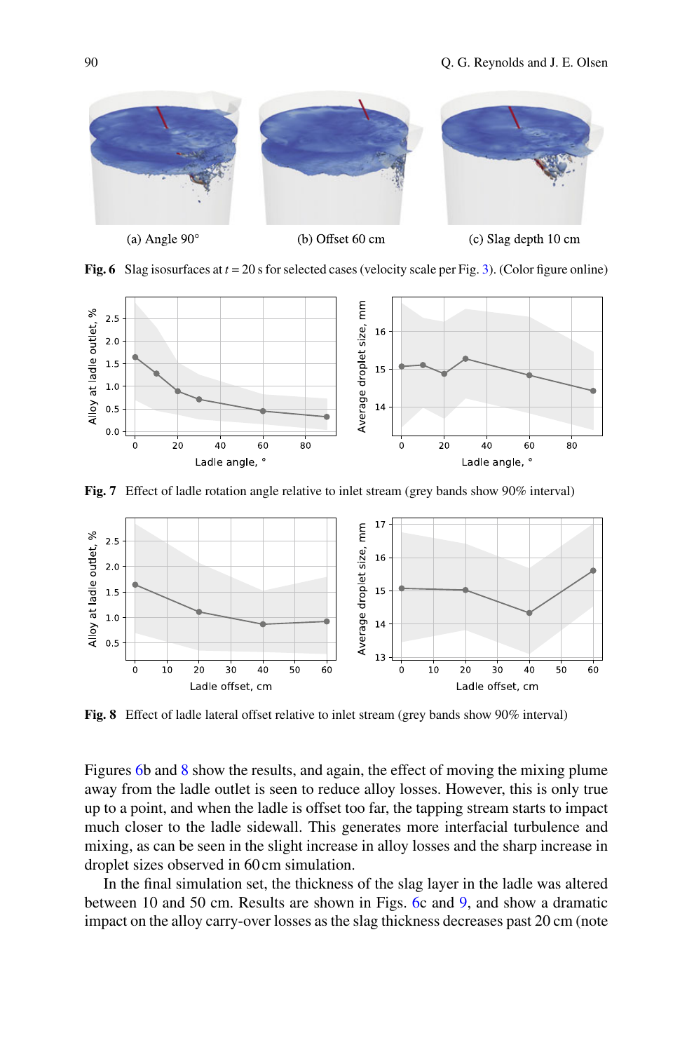(a) Angle 90°

(b) Offset 60 cm

(c) Slag depth 10 cm

**Fig. 6** Slag isosurfaces at $t = 20$ s for selected cases (velocity scale per Fig. 3). (Color figure online)

**Fig. 7** Effect of ladle rotation angle relative to inlet stream (grey bands show 90% interval)

**Fig. 8** Effect of ladle lateral offset relative to inlet stream (grey bands show 90% interval)

Figures 6b and 8 show the results, and again, the effect of moving the mixing plume away from the ladle outlet is seen to reduce alloy losses. However, this is only true up to a point, and when the ladle is offset too far, the tapping stream starts to impact much closer to the ladle sidewall. This generates more interfacial turbulence and mixing, as can be seen in the slight increase in alloy losses and the sharp increase in droplet sizes observed in 60 cm simulation.

In the final simulation set, the thickness of the slag layer in the ladle was altered between 10 and 50 cm. Results are shown in Figs. 6c and 9, and show a dramatic impact on the alloy carry-over losses as the slag thickness decreases past 20 cm (note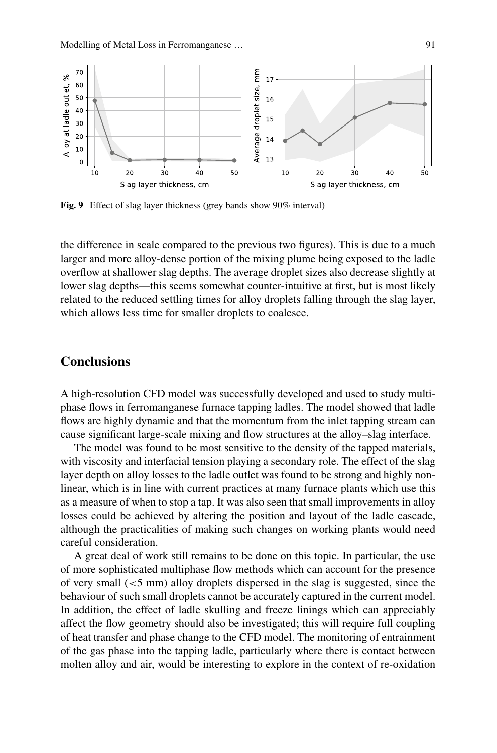Fig. 9 Effect of slag layer thickness (grey bands show 90% interval)

the difference in scale compared to the previous two figures). This is due to a much larger and more alloy-dense portion of the mixing plume being exposed to the ladle overflow at shallower slag depths. The average droplet sizes also decrease slightly at lower slag depths—this seems somewhat counter-intuitive at first, but is most likely related to the reduced settling times for alloy droplets falling through the slag layer, which allows less time for smaller droplets to coalesce.

## Conclusions

A high-resolution CFD model was successfully developed and used to study multiphase flows in ferromanganese furnace tapping ladles. The model showed that ladle flows are highly dynamic and that the momentum from the inlet tapping stream can cause significant large-scale mixing and flow structures at the alloy–slag interface.

The model was found to be most sensitive to the density of the tapped materials, with viscosity and interfacial tension playing a secondary role. The effect of the slag layer depth on alloy losses to the ladle outlet was found to be strong and highly non-linear, which is in line with current practices at many furnace plants which use this as a measure of when to stop a tap. It was also seen that small improvements in alloy losses could be achieved by altering the position and layout of the ladle cascade, although the practicalities of making such changes on working plants would need careful consideration.

A great deal of work still remains to be done on this topic. In particular, the use of more sophisticated multiphase flow methods which can account for the presence of very small ($<5$ mm) alloy droplets dispersed in the slag is suggested, since the behaviour of such small droplets cannot be accurately captured in the current model. In addition, the effect of ladle skulling and freeze linings which can appreciably affect the flow geometry should also be investigated; this will require full coupling of heat transfer and phase change to the CFD model. The monitoring of entrainment of the gas phase into the tapping ladle, particularly where there is contact between molten alloy and air, would be interesting to explore in the context of re-oxidation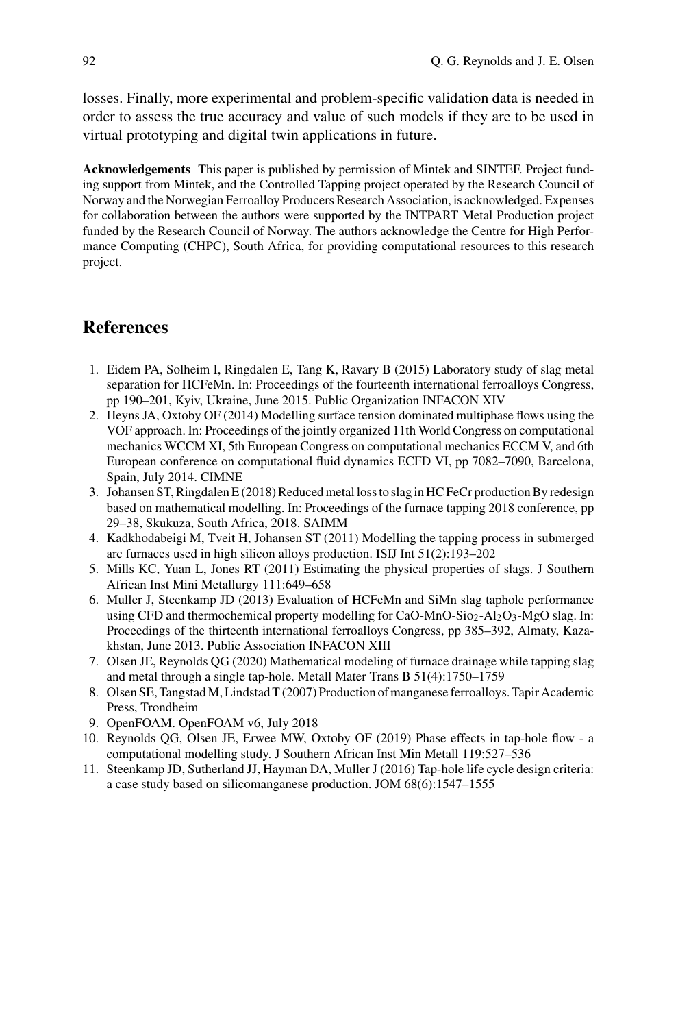losses. Finally, more experimental and problem-specific validation data is needed in order to assess the true accuracy and value of such models if they are to be used in virtual prototyping and digital twin applications in future.

**Acknowledgements** This paper is published by permission of Mintek and SINTEF. Project funding support from Mintek, and the Controlled Tapping project operated by the Research Council of Norway and the Norwegian Ferroalloy Producers Research Association, is acknowledged. Expenses for collaboration between the authors were supported by the INTPART Metal Production project funded by the Research Council of Norway. The authors acknowledge the Centre for High Performance Computing (CHPC), South Africa, for providing computational resources to this research project.

## References

1. Eidem PA, Solheim I, Ringdalen E, Tang K, Ravary B (2015) Laboratory study of slag metal separation for HCFeMn. In: Proceedings of the fourteenth international ferroalloys Congress, pp 190–201, Kyiv, Ukraine, June 2015. Public Organization INFACON XIV
2. Heyns JA, Oxtoby OF (2014) Modelling surface tension dominated multiphase flows using the VOF approach. In: Proceedings of the jointly organized 11th World Congress on computational mechanics WCCM XI, 5th European Congress on computational mechanics ECCM V, and 6th European conference on computational fluid dynamics ECFD VI, pp 7082–7090, Barcelona, Spain, July 2014. CIMNE
3. Johansen ST, Ringdalen E (2018) Reduced metal loss to slag in HC FeCr production By redesign based on mathematical modelling. In: Proceedings of the furnace tapping 2018 conference, pp 29–38, Skukuza, South Africa, 2018. SAIMM
4. Kadkhodabeigi M, Tveit H, Johansen ST (2011) Modelling the tapping process in submerged arc furnaces used in high silicon alloys production. ISIJ Int 51(2):193–202
5. Mills KC, Yuan L, Jones RT (2011) Estimating the physical properties of slags. J Southern African Inst Mini Metallurgy 111:649–658
6. Muller J, Steenkamp JD (2013) Evaluation of HCFeMn and SiMn slag taphole performance using CFD and thermochemical property modelling for CaO-MnO-$Sio_2$-$Al_2O_3$-MgO slag. In: Proceedings of the thirteenth international ferroalloys Congress, pp 385–392, Almaty, Kazakhstan, June 2013. Public Association INFACON XIII
7. Olsen JE, Reynolds QG (2020) Mathematical modeling of furnace drainage while tapping slag and metal through a single tap-hole. Metall Mater Trans B 51(4):1750–1759
8. Olsen SE, Tangstad M, Lindstad T (2007) Production of manganese ferroalloys. Tapir Academic Press, Trondheim
9. OpenFOAM. OpenFOAM v6, July 2018
10. Reynolds QG, Olsen JE, Erwee MW, Oxtoby OF (2019) Phase effects in tap-hole flow - a computational modelling study. J Southern African Inst Min Metall 119:527–536
11. Steenkamp JD, Sutherland JJ, Hayman DA, Muller J (2016) Tap-hole life cycle design criteria: a case study based on silicomanganese production. JOM 68(6):1547–1555